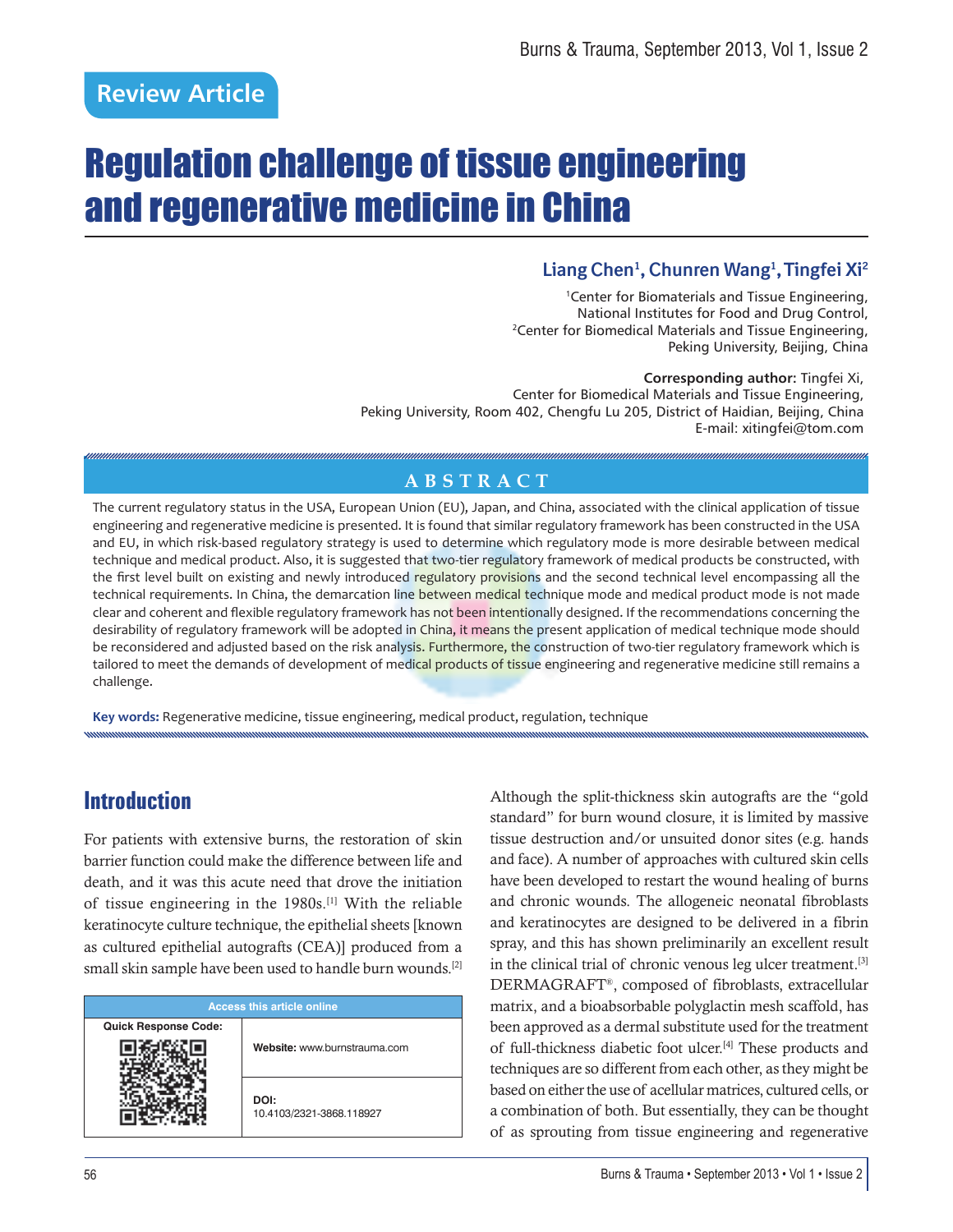Review Article

# Regulation challenge of tissue engineering and regenerative medicine in China

**Liang Chen[1], Chunren Wang[1], Tingfei Xi[2]**

[1]Center for Biomaterials and Tissue Engineering, National Institutes for Food and Drug Control,
[2]Center for Biomedical Materials and Tissue Engineering, Peking University, Beijing, China

**Corresponding author:** Tingfei Xi, Center for Biomedical Materials and Tissue Engineering, Peking University, Room 402, Chengfu Lu 205, District of Haidian, Beijing, China
E-mail: xitingfei@tom.com

## ABSTRACT

The current regulatory status in the USA, European Union (EU), Japan, and China, associated with the clinical application of tissue engineering and regenerative medicine is presented. It is found that similar regulatory framework has been constructed in the USA and EU, in which risk-based regulatory strategy is used to determine which regulatory mode is more desirable between medical technique and medical product. Also, it is suggested that two-tier regulatory framework of medical products be constructed, with the first level built on existing and newly introduced regulatory provisions and the second technical level encompassing all the technical requirements. In China, the demarcation line between medical technique mode and medical product mode is not made clear and coherent and flexible regulatory framework has not been intentionally designed. If the recommendations concerning the desirability of regulatory framework will be adopted in China, it means the present application of medical technique mode should be reconsidered and adjusted based on the risk analysis. Furthermore, the construction of two-tier regulatory framework which is tailored to meet the demands of development of medical products of tissue engineering and regenerative medicine still remains a challenge.

**Key words:** Regenerative medicine, tissue engineering, medical product, regulation, technique

## Introduction

For patients with extensive burns, the restoration of skin barrier function could make the difference between life and death, and it was this acute need that drove the initiation of tissue engineering in the 1980s.[1] With the reliable keratinocyte culture technique, the epithelial sheets [known as cultured epithelial autografts (CEA)] produced from a small skin sample have been used to handle burn wounds.[2]

| Access this article online | |
|---|---|
| Quick Response Code: | Website: www.burnstrauma.com |
| | DOI: 10.4103/2321-3868.118927 |

Although the split-thickness skin autografts are the "gold standard" for burn wound closure, it is limited by massive tissue destruction and/or unsuited donor sites (e.g. hands and face). A number of approaches with cultured skin cells have been developed to restart the wound healing of burns and chronic wounds. The allogeneic neonatal fibroblasts and keratinocytes are designed to be delivered in a fibrin spray, and this has shown preliminarily an excellent result in the clinical trial of chronic venous leg ulcer treatment.[3] DERMAGRAFT®, composed of fibroblasts, extracellular matrix, and a bioabsorbable polyglactin mesh scaffold, has been approved as a dermal substitute used for the treatment of full-thickness diabetic foot ulcer.[4] These products and techniques are so different from each other, as they might be based on either the use of acellular matrices, cultured cells, or a combination of both. But essentially, they can be thought of as sprouting from tissue engineering and regenerative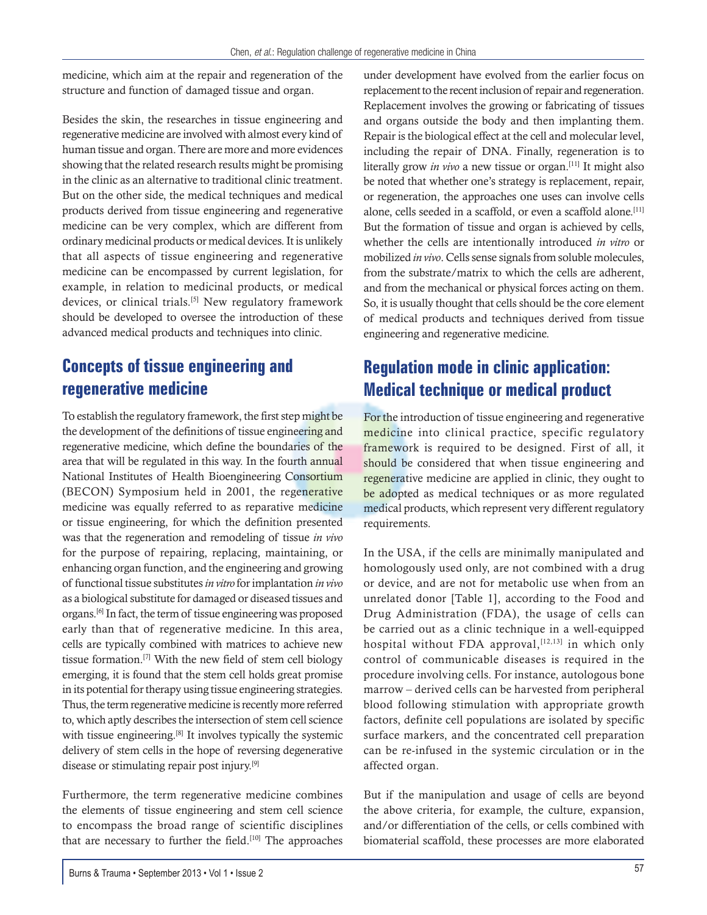medicine, which aim at the repair and regeneration of the structure and function of damaged tissue and organ.

Besides the skin, the researches in tissue engineering and regenerative medicine are involved with almost every kind of human tissue and organ. There are more and more evidences showing that the related research results might be promising in the clinic as an alternative to traditional clinic treatment. But on the other side, the medical techniques and medical products derived from tissue engineering and regenerative medicine can be very complex, which are different from ordinary medicinal products or medical devices. It is unlikely that all aspects of tissue engineering and regenerative medicine can be encompassed by current legislation, for example, in relation to medicinal products, or medical devices, or clinical trials.[5] New regulatory framework should be developed to oversee the introduction of these advanced medical products and techniques into clinic.

## Concepts of tissue engineering and regenerative medicine

To establish the regulatory framework, the first step might be the development of the definitions of tissue engineering and regenerative medicine, which define the boundaries of the area that will be regulated in this way. In the fourth annual National Institutes of Health Bioengineering Consortium (BECON) Symposium held in 2001, the regenerative medicine was equally referred to as reparative medicine or tissue engineering, for which the definition presented was that the regeneration and remodeling of tissue *in vivo* for the purpose of repairing, replacing, maintaining, or enhancing organ function, and the engineering and growing of functional tissue substitutes *in vitro* for implantation *in vivo* as a biological substitute for damaged or diseased tissues and organs.[6] In fact, the term of tissue engineering was proposed early than that of regenerative medicine. In this area, cells are typically combined with matrices to achieve new tissue formation.[7] With the new field of stem cell biology emerging, it is found that the stem cell holds great promise in its potential for therapy using tissue engineering strategies. Thus, the term regenerative medicine is recently more referred to, which aptly describes the intersection of stem cell science with tissue engineering.[8] It involves typically the systemic delivery of stem cells in the hope of reversing degenerative disease or stimulating repair post injury.[9]

Furthermore, the term regenerative medicine combines the elements of tissue engineering and stem cell science to encompass the broad range of scientific disciplines that are necessary to further the field.[10] The approaches under development have evolved from the earlier focus on replacement to the recent inclusion of repair and regeneration. Replacement involves the growing or fabricating of tissues and organs outside the body and then implanting them. Repair is the biological effect at the cell and molecular level, including the repair of DNA. Finally, regeneration is to literally grow *in vivo* a new tissue or organ.[11] It might also be noted that whether one's strategy is replacement, repair, or regeneration, the approaches one uses can involve cells alone, cells seeded in a scaffold, or even a scaffold alone.[11] But the formation of tissue and organ is achieved by cells, whether the cells are intentionally introduced *in vitro* or mobilized *in vivo*. Cells sense signals from soluble molecules, from the substrate/matrix to which the cells are adherent, and from the mechanical or physical forces acting on them. So, it is usually thought that cells should be the core element of medical products and techniques derived from tissue engineering and regenerative medicine.

## Regulation mode in clinic application: Medical technique or medical product

For the introduction of tissue engineering and regenerative medicine into clinical practice, specific regulatory framework is required to be designed. First of all, it should be considered that when tissue engineering and regenerative medicine are applied in clinic, they ought to be adopted as medical techniques or as more regulated medical products, which represent very different regulatory requirements.

In the USA, if the cells are minimally manipulated and homologously used only, are not combined with a drug or device, and are not for metabolic use when from an unrelated donor [Table 1], according to the Food and Drug Administration (FDA), the usage of cells can be carried out as a clinic technique in a well-equipped hospital without FDA approval,[12,13] in which only control of communicable diseases is required in the procedure involving cells. For instance, autologous bone marrow – derived cells can be harvested from peripheral blood following stimulation with appropriate growth factors, definite cell populations are isolated by specific surface markers, and the concentrated cell preparation can be re-infused in the systemic circulation or in the affected organ.

But if the manipulation and usage of cells are beyond the above criteria, for example, the culture, expansion, and/or differentiation of the cells, or cells combined with biomaterial scaffold, these processes are more elaborated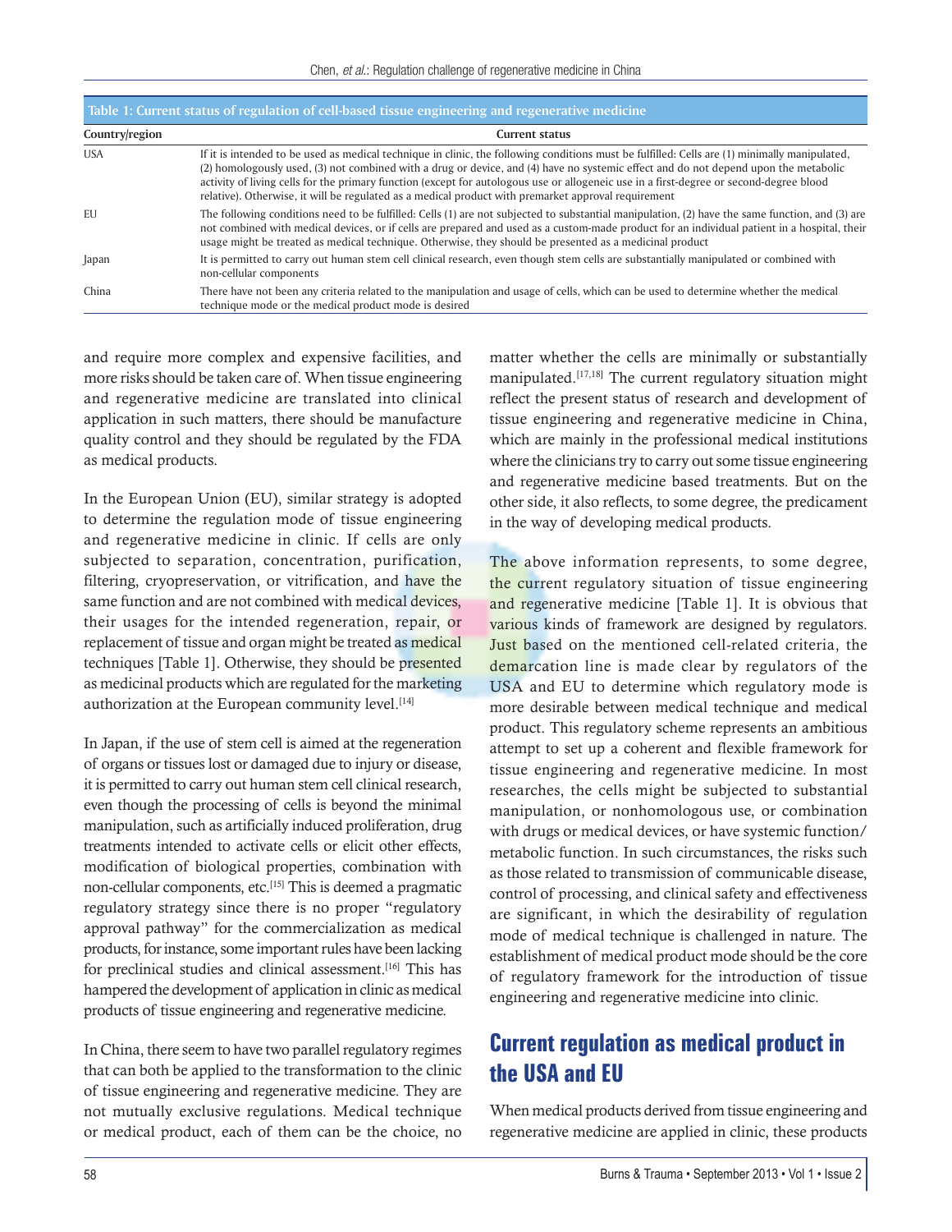**Table 1: Current status of regulation of cell-based tissue engineering and regenerative medicine**

| Country/region | Current status |
|---|---|
| USA | If it is intended to be used as medical technique in clinic, the following conditions must be fulfilled: Cells are (1) minimally manipulated, (2) homologously used, (3) not combined with a drug or device, and (4) have no systemic effect and do not depend upon the metabolic activity of living cells for the primary function (except for autologous use or allogeneic use in a first-degree or second-degree blood relative). Otherwise, it will be regulated as a medical product with premarket approval requirement |
| EU | The following conditions need to be fulfilled: Cells (1) are not subjected to substantial manipulation, (2) have the same function, and (3) are not combined with medical devices, or if cells are prepared and used as a custom-made product for an individual patient in a hospital, their usage might be treated as medical technique. Otherwise, they should be presented as a medicinal product |
| Japan | It is permitted to carry out human stem cell clinical research, even though stem cells are substantially manipulated or combined with non-cellular components |
| China | There have not been any criteria related to the manipulation and usage of cells, which can be used to determine whether the medical technique mode or the medical product mode is desired |

and require more complex and expensive facilities, and more risks should be taken care of. When tissue engineering and regenerative medicine are translated into clinical application in such matters, there should be manufacture quality control and they should be regulated by the FDA as medical products.

In the European Union (EU), similar strategy is adopted to determine the regulation mode of tissue engineering and regenerative medicine in clinic. If cells are only subjected to separation, concentration, purification, filtering, cryopreservation, or vitrification, and have the same function and are not combined with medical devices, their usages for the intended regeneration, repair, or replacement of tissue and organ might be treated as medical techniques [Table 1]. Otherwise, they should be presented as medicinal products which are regulated for the marketing authorization at the European community level.[14]

In Japan, if the use of stem cell is aimed at the regeneration of organs or tissues lost or damaged due to injury or disease, it is permitted to carry out human stem cell clinical research, even though the processing of cells is beyond the minimal manipulation, such as artificially induced proliferation, drug treatments intended to activate cells or elicit other effects, modification of biological properties, combination with non-cellular components, etc.[15] This is deemed a pragmatic regulatory strategy since there is no proper "regulatory approval pathway" for the commercialization as medical products, for instance, some important rules have been lacking for preclinical studies and clinical assessment.[16] This has hampered the development of application in clinic as medical products of tissue engineering and regenerative medicine.

In China, there seem to have two parallel regulatory regimes that can both be applied to the transformation to the clinic of tissue engineering and regenerative medicine. They are not mutually exclusive regulations. Medical technique or medical product, each of them can be the choice, no matter whether the cells are minimally or substantially manipulated.[17,18] The current regulatory situation might reflect the present status of research and development of tissue engineering and regenerative medicine in China, which are mainly in the professional medical institutions where the clinicians try to carry out some tissue engineering and regenerative medicine based treatments. But on the other side, it also reflects, to some degree, the predicament in the way of developing medical products.

The above information represents, to some degree, the current regulatory situation of tissue engineering and regenerative medicine [Table 1]. It is obvious that various kinds of framework are designed by regulators. Just based on the mentioned cell-related criteria, the demarcation line is made clear by regulators of the USA and EU to determine which regulatory mode is more desirable between medical technique and medical product. This regulatory scheme represents an ambitious attempt to set up a coherent and flexible framework for tissue engineering and regenerative medicine. In most researches, the cells might be subjected to substantial manipulation, or nonhomologous use, or combination with drugs or medical devices, or have systemic function/metabolic function. In such circumstances, the risks such as those related to transmission of communicable disease, control of processing, and clinical safety and effectiveness are significant, in which the desirability of regulation mode of medical technique is challenged in nature. The establishment of medical product mode should be the core of regulatory framework for the introduction of tissue engineering and regenerative medicine into clinic.

## Current regulation as medical product in the USA and EU

When medical products derived from tissue engineering and regenerative medicine are applied in clinic, these products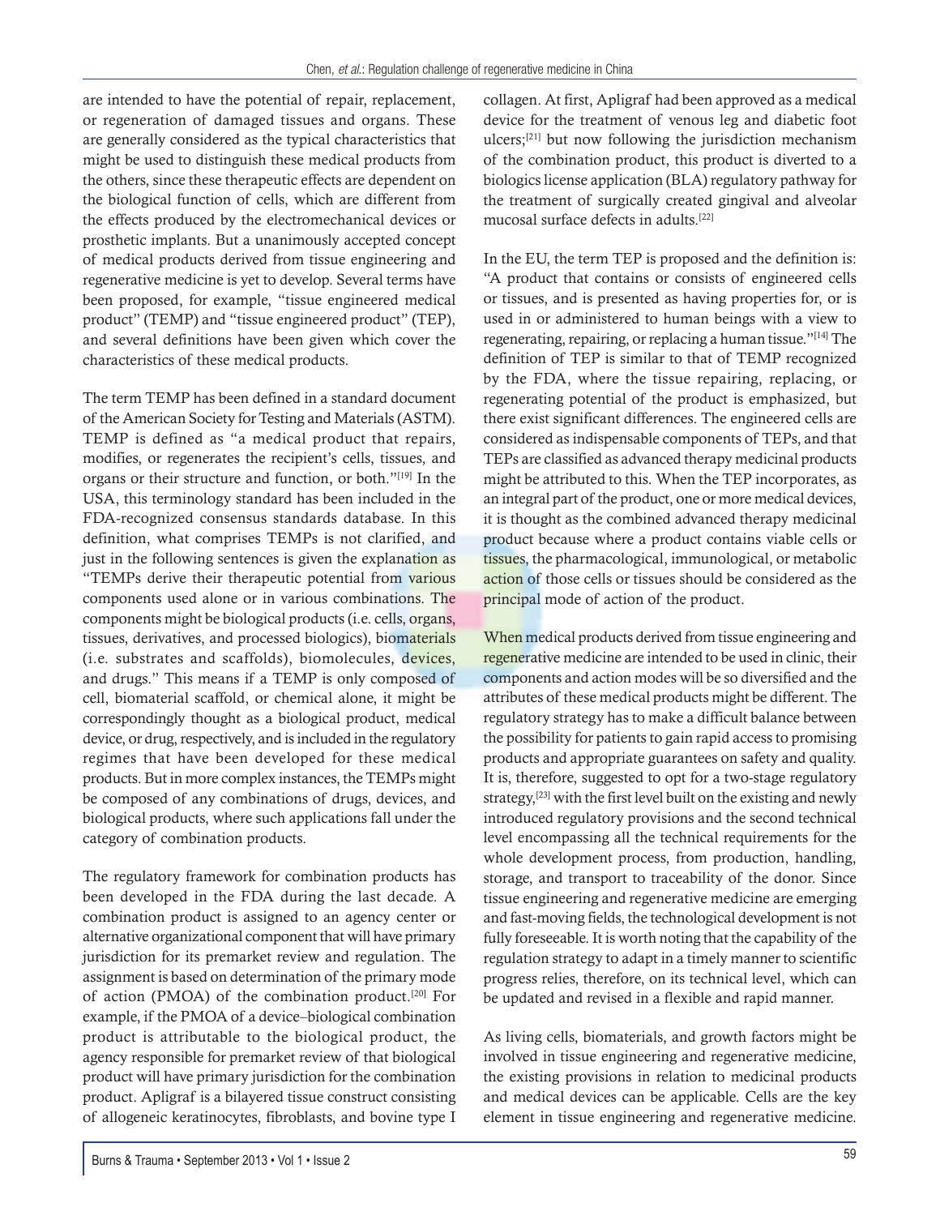are intended to have the potential of repair, replacement, or regeneration of damaged tissues and organs. These are generally considered as the typical characteristics that might be used to distinguish these medical products from the others, since these therapeutic effects are dependent on the biological function of cells, which are different from the effects produced by the electromechanical devices or prosthetic implants. But a unanimously accepted concept of medical products derived from tissue engineering and regenerative medicine is yet to develop. Several terms have been proposed, for example, "tissue engineered medical product" (TEMP) and "tissue engineered product" (TEP), and several definitions have been given which cover the characteristics of these medical products.

The term TEMP has been defined in a standard document of the American Society for Testing and Materials (ASTM). TEMP is defined as "a medical product that repairs, modifies, or regenerates the recipient's cells, tissues, and organs or their structure and function, or both."[19] In the USA, this terminology standard has been included in the FDA-recognized consensus standards database. In this definition, what comprises TEMPs is not clarified, and just in the following sentences is given the explanation as "TEMPs derive their therapeutic potential from various components used alone or in various combinations. The components might be biological products (i.e. cells, organs, tissues, derivatives, and processed biologics), biomaterials (i.e. substrates and scaffolds), biomolecules, devices, and drugs." This means if a TEMP is only composed of cell, biomaterial scaffold, or chemical alone, it might be correspondingly thought as a biological product, medical device, or drug, respectively, and is included in the regulatory regimes that have been developed for these medical products. But in more complex instances, the TEMPs might be composed of any combinations of drugs, devices, and biological products, where such applications fall under the category of combination products.

The regulatory framework for combination products has been developed in the FDA during the last decade. A combination product is assigned to an agency center or alternative organizational component that will have primary jurisdiction for its premarket review and regulation. The assignment is based on determination of the primary mode of action (PMOA) of the combination product.[20] For example, if the PMOA of a device–biological combination product is attributable to the biological product, the agency responsible for premarket review of that biological product will have primary jurisdiction for the combination product. Apligraf is a bilayered tissue construct consisting of allogeneic keratinocytes, fibroblasts, and bovine type I collagen. At first, Apligraf had been approved as a medical device for the treatment of venous leg and diabetic foot ulcers;[21] but now following the jurisdiction mechanism of the combination product, this product is diverted to a biologics license application (BLA) regulatory pathway for the treatment of surgically created gingival and alveolar mucosal surface defects in adults.[22]

In the EU, the term TEP is proposed and the definition is: "A product that contains or consists of engineered cells or tissues, and is presented as having properties for, or is used in or administered to human beings with a view to regenerating, repairing, or replacing a human tissue."[14] The definition of TEP is similar to that of TEMP recognized by the FDA, where the tissue repairing, replacing, or regenerating potential of the product is emphasized, but there exist significant differences. The engineered cells are considered as indispensable components of TEPs, and that TEPs are classified as advanced therapy medicinal products might be attributed to this. When the TEP incorporates, as an integral part of the product, one or more medical devices, it is thought as the combined advanced therapy medicinal product because where a product contains viable cells or tissues, the pharmacological, immunological, or metabolic action of those cells or tissues should be considered as the principal mode of action of the product.

When medical products derived from tissue engineering and regenerative medicine are intended to be used in clinic, their components and action modes will be so diversified and the attributes of these medical products might be different. The regulatory strategy has to make a difficult balance between the possibility for patients to gain rapid access to promising products and appropriate guarantees on safety and quality. It is, therefore, suggested to opt for a two-stage regulatory strategy,[23] with the first level built on the existing and newly introduced regulatory provisions and the second technical level encompassing all the technical requirements for the whole development process, from production, handling, storage, and transport to traceability of the donor. Since tissue engineering and regenerative medicine are emerging and fast-moving fields, the technological development is not fully foreseeable. It is worth noting that the capability of the regulation strategy to adapt in a timely manner to scientific progress relies, therefore, on its technical level, which can be updated and revised in a flexible and rapid manner.

As living cells, biomaterials, and growth factors might be involved in tissue engineering and regenerative medicine, the existing provisions in relation to medicinal products and medical devices can be applicable. Cells are the key element in tissue engineering and regenerative medicine.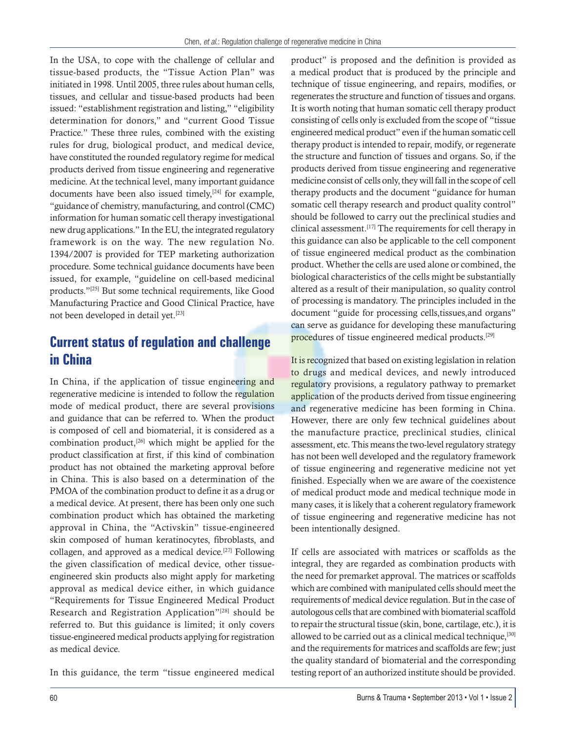In the USA, to cope with the challenge of cellular and tissue-based products, the "Tissue Action Plan" was initiated in 1998. Until 2005, three rules about human cells, tissues, and cellular and tissue-based products had been issued: "establishment registration and listing," "eligibility determination for donors," and "current Good Tissue Practice." These three rules, combined with the existing rules for drug, biological product, and medical device, have constituted the rounded regulatory regime for medical products derived from tissue engineering and regenerative medicine. At the technical level, many important guidance documents have been also issued timely,[24] for example, "guidance of chemistry, manufacturing, and control (CMC) information for human somatic cell therapy investigational new drug applications." In the EU, the integrated regulatory framework is on the way. The new regulation No. 1394/2007 is provided for TEP marketing authorization procedure. Some technical guidance documents have been issued, for example, "guideline on cell-based medicinal products."[25] But some technical requirements, like Good Manufacturing Practice and Good Clinical Practice, have not been developed in detail yet.[23]

## Current status of regulation and challenge in China

In China, if the application of tissue engineering and regenerative medicine is intended to follow the regulation mode of medical product, there are several provisions and guidance that can be referred to. When the product is composed of cell and biomaterial, it is considered as a combination product,[26] which might be applied for the product classification at first, if this kind of combination product has not obtained the marketing approval before in China. This is also based on a determination of the PMOA of the combination product to define it as a drug or a medical device. At present, there has been only one such combination product which has obtained the marketing approval in China, the "Activskin" tissue-engineered skin composed of human keratinocytes, fibroblasts, and collagen, and approved as a medical device.[27] Following the given classification of medical device, other tissue-engineered skin products also might apply for marketing approval as medical device either, in which guidance "Requirements for Tissue Engineered Medical Product Research and Registration Application"[28] should be referred to. But this guidance is limited; it only covers tissue-engineered medical products applying for registration as medical device.

In this guidance, the term "tissue engineered medical product" is proposed and the definition is provided as a medical product that is produced by the principle and technique of tissue engineering, and repairs, modifies, or regenerates the structure and function of tissues and organs. It is worth noting that human somatic cell therapy product consisting of cells only is excluded from the scope of "tissue engineered medical product" even if the human somatic cell therapy product is intended to repair, modify, or regenerate the structure and function of tissues and organs. So, if the products derived from tissue engineering and regenerative medicine consist of cells only, they will fall in the scope of cell therapy products and the document "guidance for human somatic cell therapy research and product quality control" should be followed to carry out the preclinical studies and clinical assessment.[17] The requirements for cell therapy in this guidance can also be applicable to the cell component of tissue engineered medical product as the combination product. Whether the cells are used alone or combined, the biological characteristics of the cells might be substantially altered as a result of their manipulation, so quality control of processing is mandatory. The principles included in the document "guide for processing cells,tissues,and organs" can serve as guidance for developing these manufacturing procedures of tissue engineered medical products.[29]

It is recognized that based on existing legislation in relation to drugs and medical devices, and newly introduced regulatory provisions, a regulatory pathway to premarket application of the products derived from tissue engineering and regenerative medicine has been forming in China. However, there are only few technical guidelines about the manufacture practice, preclinical studies, clinical assessment, etc. This means the two-level regulatory strategy has not been well developed and the regulatory framework of tissue engineering and regenerative medicine not yet finished. Especially when we are aware of the coexistence of medical product mode and medical technique mode in many cases, it is likely that a coherent regulatory framework of tissue engineering and regenerative medicine has not been intentionally designed.

If cells are associated with matrices or scaffolds as the integral, they are regarded as combination products with the need for premarket approval. The matrices or scaffolds which are combined with manipulated cells should meet the requirements of medical device regulation. But in the case of autologous cells that are combined with biomaterial scaffold to repair the structural tissue (skin, bone, cartilage, etc.), it is allowed to be carried out as a clinical medical technique,[30] and the requirements for matrices and scaffolds are few; just the quality standard of biomaterial and the corresponding testing report of an authorized institute should be provided.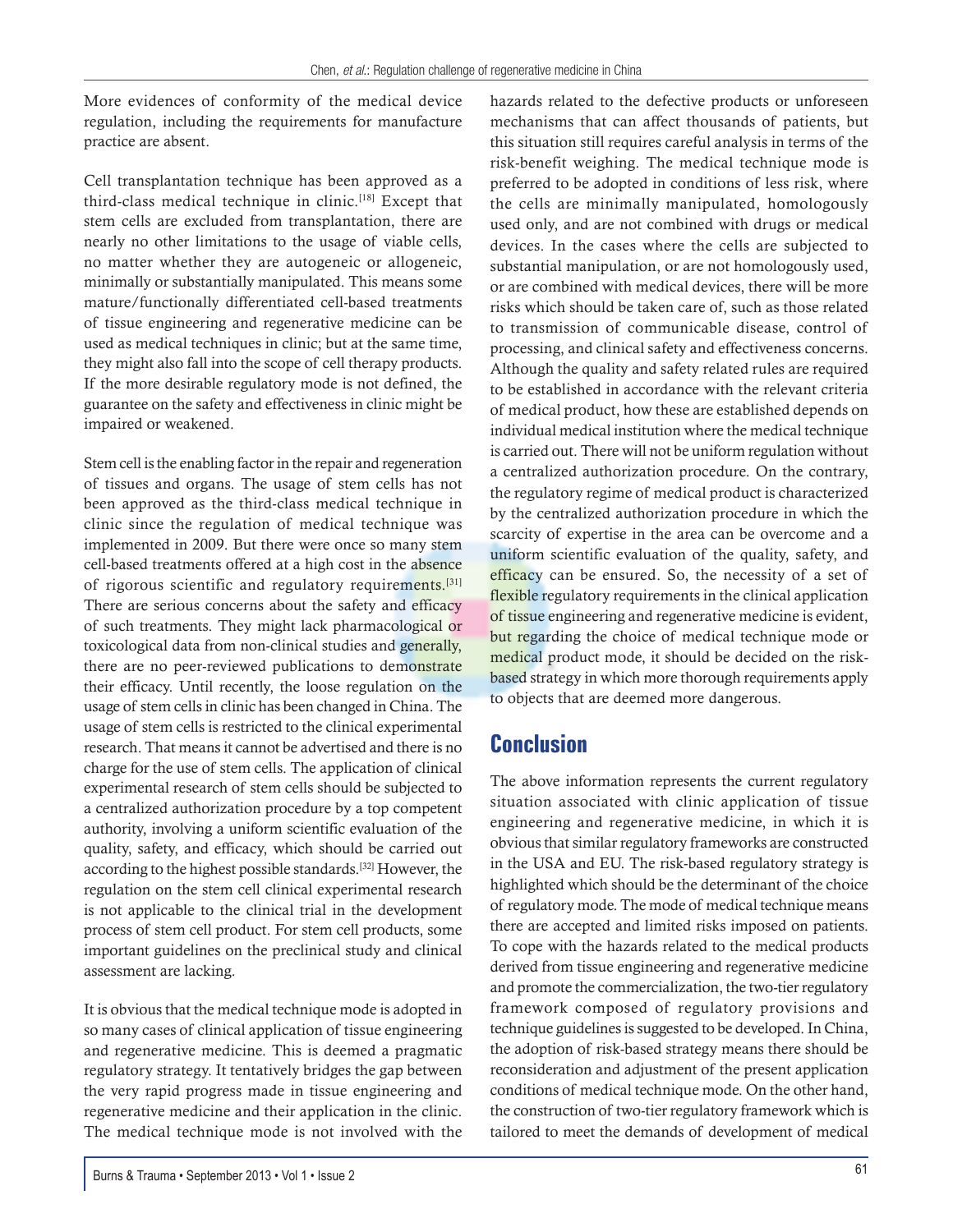More evidences of conformity of the medical device regulation, including the requirements for manufacture practice are absent.

Cell transplantation technique has been approved as a third-class medical technique in clinic.[18] Except that stem cells are excluded from transplantation, there are nearly no other limitations to the usage of viable cells, no matter whether they are autogeneic or allogeneic, minimally or substantially manipulated. This means some mature/functionally differentiated cell-based treatments of tissue engineering and regenerative medicine can be used as medical techniques in clinic; but at the same time, they might also fall into the scope of cell therapy products. If the more desirable regulatory mode is not defined, the guarantee on the safety and effectiveness in clinic might be impaired or weakened.

Stem cell is the enabling factor in the repair and regeneration of tissues and organs. The usage of stem cells has not been approved as the third-class medical technique in clinic since the regulation of medical technique was implemented in 2009. But there were once so many stem cell-based treatments offered at a high cost in the absence of rigorous scientific and regulatory requirements.[31] There are serious concerns about the safety and efficacy of such treatments. They might lack pharmacological or toxicological data from non-clinical studies and generally, there are no peer-reviewed publications to demonstrate their efficacy. Until recently, the loose regulation on the usage of stem cells in clinic has been changed in China. The usage of stem cells is restricted to the clinical experimental research. That means it cannot be advertised and there is no charge for the use of stem cells. The application of clinical experimental research of stem cells should be subjected to a centralized authorization procedure by a top competent authority, involving a uniform scientific evaluation of the quality, safety, and efficacy, which should be carried out according to the highest possible standards.[32] However, the regulation on the stem cell clinical experimental research is not applicable to the clinical trial in the development process of stem cell product. For stem cell products, some important guidelines on the preclinical study and clinical assessment are lacking.

It is obvious that the medical technique mode is adopted in so many cases of clinical application of tissue engineering and regenerative medicine. This is deemed a pragmatic regulatory strategy. It tentatively bridges the gap between the very rapid progress made in tissue engineering and regenerative medicine and their application in the clinic. The medical technique mode is not involved with the hazards related to the defective products or unforeseen mechanisms that can affect thousands of patients, but this situation still requires careful analysis in terms of the risk-benefit weighing. The medical technique mode is preferred to be adopted in conditions of less risk, where the cells are minimally manipulated, homologously used only, and are not combined with drugs or medical devices. In the cases where the cells are subjected to substantial manipulation, or are not homologously used, or are combined with medical devices, there will be more risks which should be taken care of, such as those related to transmission of communicable disease, control of processing, and clinical safety and effectiveness concerns. Although the quality and safety related rules are required to be established in accordance with the relevant criteria of medical product, how these are established depends on individual medical institution where the medical technique is carried out. There will not be uniform regulation without a centralized authorization procedure. On the contrary, the regulatory regime of medical product is characterized by the centralized authorization procedure in which the scarcity of expertise in the area can be overcome and a uniform scientific evaluation of the quality, safety, and efficacy can be ensured. So, the necessity of a set of flexible regulatory requirements in the clinical application of tissue engineering and regenerative medicine is evident, but regarding the choice of medical technique mode or medical product mode, it should be decided on the risk-based strategy in which more thorough requirements apply to objects that are deemed more dangerous.

## Conclusion

The above information represents the current regulatory situation associated with clinic application of tissue engineering and regenerative medicine, in which it is obvious that similar regulatory frameworks are constructed in the USA and EU. The risk-based regulatory strategy is highlighted which should be the determinant of the choice of regulatory mode. The mode of medical technique means there are accepted and limited risks imposed on patients. To cope with the hazards related to the medical products derived from tissue engineering and regenerative medicine and promote the commercialization, the two-tier regulatory framework composed of regulatory provisions and technique guidelines is suggested to be developed. In China, the adoption of risk-based strategy means there should be reconsideration and adjustment of the present application conditions of medical technique mode. On the other hand, the construction of two-tier regulatory framework which is tailored to meet the demands of development of medical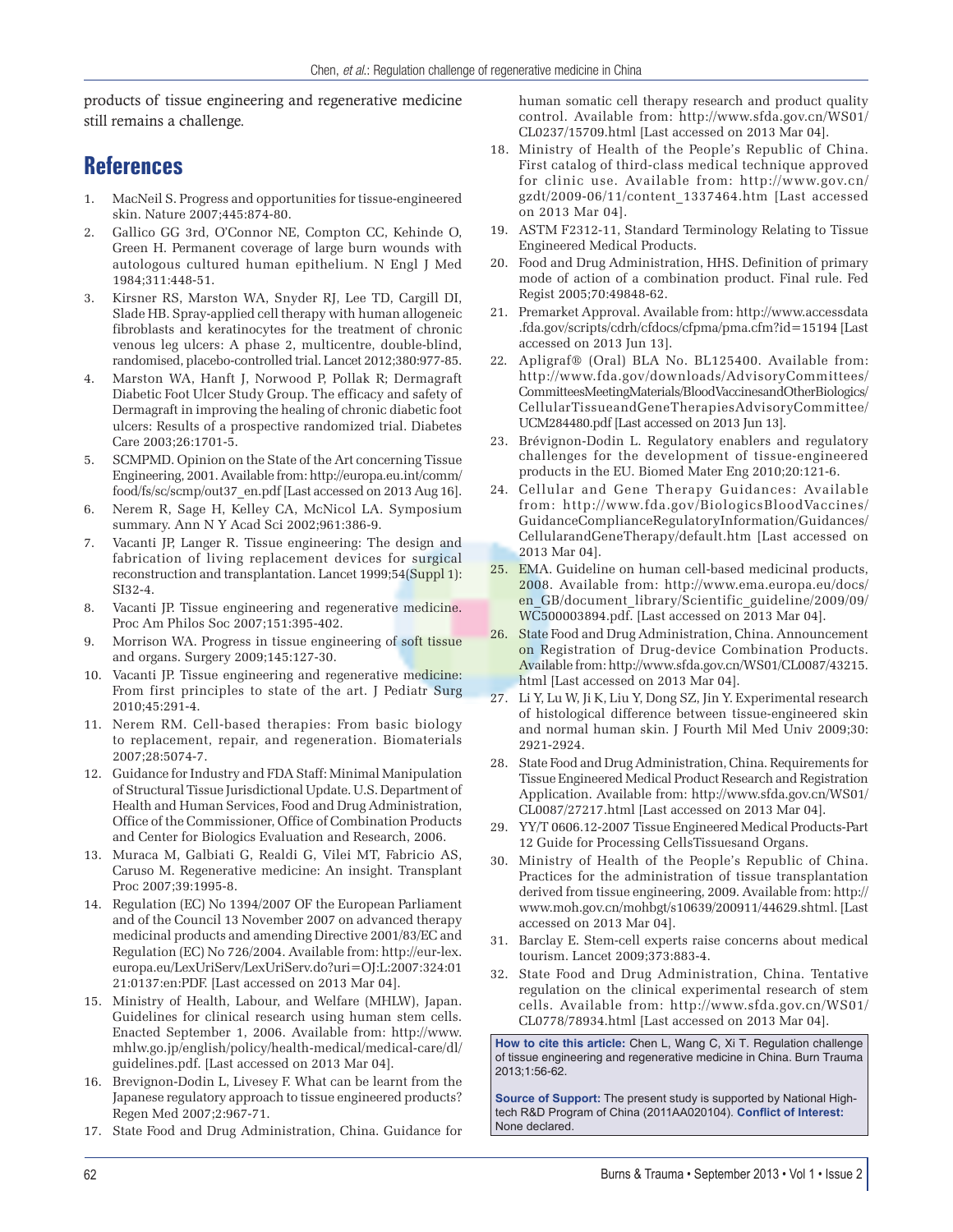products of tissue engineering and regenerative medicine still remains a challenge.

## References

1. MacNeil S. Progress and opportunities for tissue-engineered skin. Nature 2007;445:874-80.
2. Gallico GG 3rd, O'Connor NE, Compton CC, Kehinde O, Green H. Permanent coverage of large burn wounds with autologous cultured human epithelium. N Engl J Med 1984;311:448-51.
3. Kirsner RS, Marston WA, Snyder RJ, Lee TD, Cargill DI, Slade HB. Spray-applied cell therapy with human allogeneic fibroblasts and keratinocytes for the treatment of chronic venous leg ulcers: A phase 2, multicentre, double-blind, randomised, placebo-controlled trial. Lancet 2012;380:977-85.
4. Marston WA, Hanft J, Norwood P, Pollak R; Dermagraft Diabetic Foot Ulcer Study Group. The efficacy and safety of Dermagraft in improving the healing of chronic diabetic foot ulcers: Results of a prospective randomized trial. Diabetes Care 2003;26:1701-5.
5. SCMPMD. Opinion on the State of the Art concerning Tissue Engineering, 2001. Available from: http://europa.eu.int/comm/food/fs/sc/scmp/out37_en.pdf [Last accessed on 2013 Aug 16].
6. Nerem R, Sage H, Kelley CA, McNicol LA. Symposium summary. Ann N Y Acad Sci 2002;961:386-9.
7. Vacanti JP, Langer R. Tissue engineering: The design and fabrication of living replacement devices for surgical reconstruction and transplantation. Lancet 1999;54(Suppl 1): SI32-4.
8. Vacanti JP. Tissue engineering and regenerative medicine. Proc Am Philos Soc 2007;151:395-402.
9. Morrison WA. Progress in tissue engineering of soft tissue and organs. Surgery 2009;145:127-30.
10. Vacanti JP. Tissue engineering and regenerative medicine: From first principles to state of the art. J Pediatr Surg 2010;45:291-4.
11. Nerem RM. Cell-based therapies: From basic biology to replacement, repair, and regeneration. Biomaterials 2007;28:5074-7.
12. Guidance for Industry and FDA Staff: Minimal Manipulation of Structural Tissue Jurisdictional Update. U.S. Department of Health and Human Services, Food and Drug Administration, Office of the Commissioner, Office of Combination Products and Center for Biologics Evaluation and Research, 2006.
13. Muraca M, Galbiati G, Realdi G, Vilei MT, Fabricio AS, Caruso M. Regenerative medicine: An insight. Transplant Proc 2007;39:1995-8.
14. Regulation (EC) No 1394/2007 OF the European Parliament and of the Council 13 November 2007 on advanced therapy medicinal products and amending Directive 2001/83/EC and Regulation (EC) No 726/2004. Available from: http://eur-lex.europa.eu/LexUriServ/LexUriServ.do?uri=OJ:L:2007:324:0121:0137:en:PDF. [Last accessed on 2013 Mar 04].
15. Ministry of Health, Labour, and Welfare (MHLW), Japan. Guidelines for clinical research using human stem cells. Enacted September 1, 2006. Available from: http://www.mhlw.go.jp/english/policy/health-medical/medical-care/dl/guidelines.pdf. [Last accessed on 2013 Mar 04].
16. Brevignon-Dodin L, Livesey F. What can be learnt from the Japanese regulatory approach to tissue engineered products? Regen Med 2007;2:967-71.
17. State Food and Drug Administration, China. Guidance for human somatic cell therapy research and product quality control. Available from: http://www.sfda.gov.cn/WS01/CL0237/15709.html [Last accessed on 2013 Mar 04].
18. Ministry of Health of the People's Republic of China. First catalog of third-class medical technique approved for clinic use. Available from: http://www.gov.cn/gzdt/2009-06/11/content_1337464.htm [Last accessed on 2013 Mar 04].
19. ASTM F2312-11, Standard Terminology Relating to Tissue Engineered Medical Products.
20. Food and Drug Administration, HHS. Definition of primary mode of action of a combination product. Final rule. Fed Regist 2005;70:49848-62.
21. Premarket Approval. Available from: http://www.accessdata.fda.gov/scripts/cdrh/cfdocs/cfpma/pma.cfm?id=15194 [Last accessed on 2013 Jun 13].
22. Apligraf® (Oral) BLA No. BL125400. Available from: http://www.fda.gov/downloads/AdvisoryCommittees/CommitteesMeetingMaterials/BloodVaccinesandOtherBiologics/CellularTissueandGeneTherapiesAdvisoryCommittee/UCM284480.pdf [Last accessed on 2013 Jun 13].
23. Brévignon-Dodin L. Regulatory enablers and regulatory challenges for the development of tissue-engineered products in the EU. Biomed Mater Eng 2010;20:121-6.
24. Cellular and Gene Therapy Guidances: Available from: http://www.fda.gov/BiologicsBloodVaccines/GuidanceComplianceRegulatoryInformation/Guidances/CellularandGeneTherapy/default.htm [Last accessed on 2013 Mar 04].
25. EMA. Guideline on human cell-based medicinal products, 2008. Available from: http://www.ema.europa.eu/docs/en_GB/document_library/Scientific_guideline/2009/09/WC500003894.pdf. [Last accessed on 2013 Mar 04].
26. State Food and Drug Administration, China. Announcement on Registration of Drug-device Combination Products. Available from: http://www.sfda.gov.cn/WS01/CL0087/43215.html [Last accessed on 2013 Mar 04].
27. Li Y, Lu W, Ji K, Liu Y, Dong SZ, Jin Y. Experimental research of histological difference between tissue-engineered skin and normal human skin. J Fourth Mil Med Univ 2009;30: 2921-2924.
28. State Food and Drug Administration, China. Requirements for Tissue Engineered Medical Product Research and Registration Application. Available from: http://www.sfda.gov.cn/WS01/CL0087/27217.html [Last accessed on 2013 Mar 04].
29. YY/T 0606.12-2007 Tissue Engineered Medical Products-Part 12 Guide for Processing CellsTissuesand Organs.
30. Ministry of Health of the People's Republic of China. Practices for the administration of tissue transplantation derived from tissue engineering, 2009. Available from: http://www.moh.gov.cn/mohbgt/s10639/200911/44629.shtml. [Last accessed on 2013 Mar 04].
31. Barclay E. Stem-cell experts raise concerns about medical tourism. Lancet 2009;373:883-4.
32. State Food and Drug Administration, China. Tentative regulation on the clinical experimental research of stem cells. Available from: http://www.sfda.gov.cn/WS01/CL0778/78934.html [Last accessed on 2013 Mar 04].

**How to cite this article:** Chen L, Wang C, Xi T. Regulation challenge of tissue engineering and regenerative medicine in China. Burn Trauma 2013;1:56-62.

**Source of Support:** The present study is supported by National High-tech R&D Program of China (2011AA020104). **Conflict of Interest:** None declared.